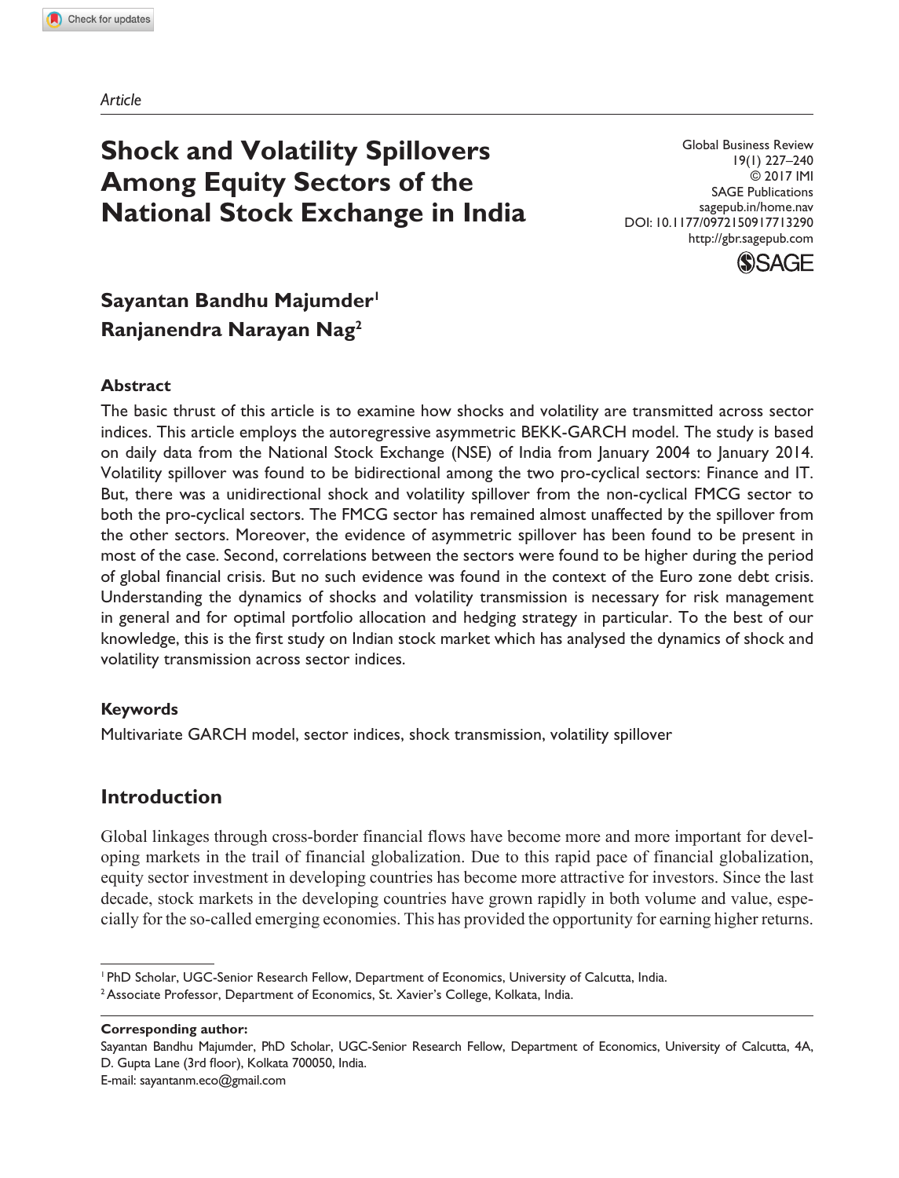*Article*

# Shock and Volatility Spillovers Among Equity Sectors of the National Stock Exchange in India

Global Business Review
19(1) 227–240
© 2017 IMI
SAGE Publications
sagepub.in/home.nav
DOI: 10.1177/0972150917713290
http://gbr.sagepub.com

**Sayantan Bandhu Majumder**[1]
**Ranjanendra Narayan Nag**[2]

## Abstract

The basic thrust of this article is to examine how shocks and volatility are transmitted across sector indices. This article employs the autoregressive asymmetric BEKK-GARCH model. The study is based on daily data from the National Stock Exchange (NSE) of India from January 2004 to January 2014. Volatility spillover was found to be bidirectional among the two pro-cyclical sectors: Finance and IT. But, there was a unidirectional shock and volatility spillover from the non-cyclical FMCG sector to both the pro-cyclical sectors. The FMCG sector has remained almost unaffected by the spillover from the other sectors. Moreover, the evidence of asymmetric spillover has been found to be present in most of the case. Second, correlations between the sectors were found to be higher during the period of global financial crisis. But no such evidence was found in the context of the Euro zone debt crisis. Understanding the dynamics of shocks and volatility transmission is necessary for risk management in general and for optimal portfolio allocation and hedging strategy in particular. To the best of our knowledge, this is the first study on Indian stock market which has analysed the dynamics of shock and volatility transmission across sector indices.

## Keywords

Multivariate GARCH model, sector indices, shock transmission, volatility spillover

## Introduction

Global linkages through cross-border financial flows have become more and more important for developing markets in the trail of financial globalization. Due to this rapid pace of financial globalization, equity sector investment in developing countries has become more attractive for investors. Since the last decade, stock markets in the developing countries have grown rapidly in both volume and value, especially for the so-called emerging economies. This has provided the opportunity for earning higher returns.

---

[1] PhD Scholar, UGC-Senior Research Fellow, Department of Economics, University of Calcutta, India.
[2] Associate Professor, Department of Economics, St. Xavier's College, Kolkata, India.

**Corresponding author:**
Sayantan Bandhu Majumder, PhD Scholar, UGC-Senior Research Fellow, Department of Economics, University of Calcutta, 4A, D. Gupta Lane (3rd floor), Kolkata 700050, India.
E-mail: sayantanm.eco@gmail.com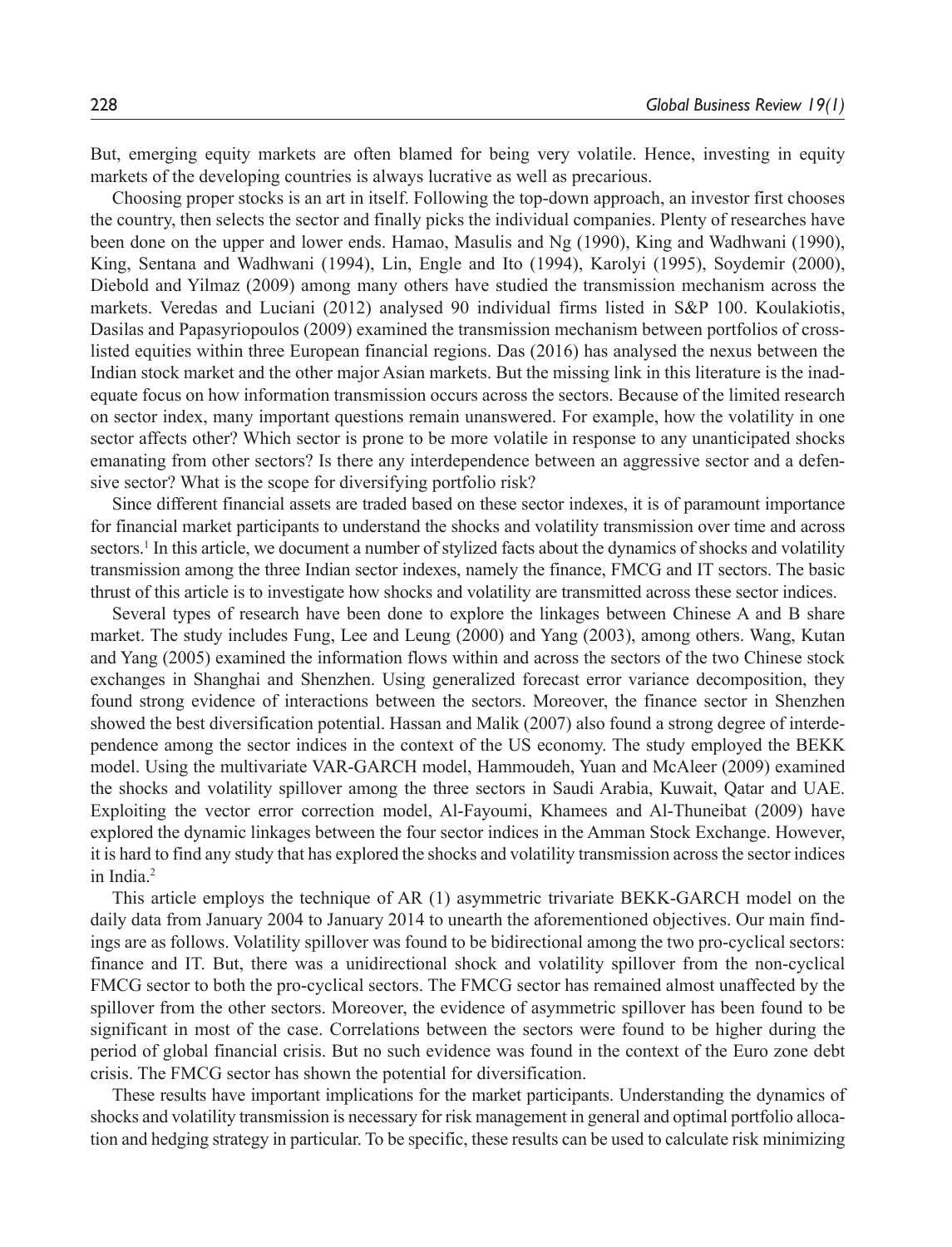But, emerging equity markets are often blamed for being very volatile. Hence, investing in equity markets of the developing countries is always lucrative as well as precarious.

Choosing proper stocks is an art in itself. Following the top-down approach, an investor first chooses the country, then selects the sector and finally picks the individual companies. Plenty of researches have been done on the upper and lower ends. Hamao, Masulis and Ng (1990), King and Wadhwani (1990), King, Sentana and Wadhwani (1994), Lin, Engle and Ito (1994), Karolyi (1995), Soydemir (2000), Diebold and Yilmaz (2009) among many others have studied the transmission mechanism across the markets. Veredas and Luciani (2012) analysed 90 individual firms listed in S&P 100. Koulakiotis, Dasilas and Papasyriopoulos (2009) examined the transmission mechanism between portfolios of cross-listed equities within three European financial regions. Das (2016) has analysed the nexus between the Indian stock market and the other major Asian markets. But the missing link in this literature is the inadequate focus on how information transmission occurs across the sectors. Because of the limited research on sector index, many important questions remain unanswered. For example, how the volatility in one sector affects other? Which sector is prone to be more volatile in response to any unanticipated shocks emanating from other sectors? Is there any interdependence between an aggressive sector and a defensive sector? What is the scope for diversifying portfolio risk?

Since different financial assets are traded based on these sector indexes, it is of paramount importance for financial market participants to understand the shocks and volatility transmission over time and across sectors.[1] In this article, we document a number of stylized facts about the dynamics of shocks and volatility transmission among the three Indian sector indexes, namely the finance, FMCG and IT sectors. The basic thrust of this article is to investigate how shocks and volatility are transmitted across these sector indices.

Several types of research have been done to explore the linkages between Chinese A and B share market. The study includes Fung, Lee and Leung (2000) and Yang (2003), among others. Wang, Kutan and Yang (2005) examined the information flows within and across the sectors of the two Chinese stock exchanges in Shanghai and Shenzhen. Using generalized forecast error variance decomposition, they found strong evidence of interactions between the sectors. Moreover, the finance sector in Shenzhen showed the best diversification potential. Hassan and Malik (2007) also found a strong degree of interdependence among the sector indices in the context of the US economy. The study employed the BEKK model. Using the multivariate VAR-GARCH model, Hammoudeh, Yuan and McAleer (2009) examined the shocks and volatility spillover among the three sectors in Saudi Arabia, Kuwait, Qatar and UAE. Exploiting the vector error correction model, Al-Fayoumi, Khamees and Al-Thuneibat (2009) have explored the dynamic linkages between the four sector indices in the Amman Stock Exchange. However, it is hard to find any study that has explored the shocks and volatility transmission across the sector indices in India.[2]

This article employs the technique of AR (1) asymmetric trivariate BEKK-GARCH model on the daily data from January 2004 to January 2014 to unearth the aforementioned objectives. Our main findings are as follows. Volatility spillover was found to be bidirectional among the two pro-cyclical sectors: finance and IT. But, there was a unidirectional shock and volatility spillover from the non-cyclical FMCG sector to both the pro-cyclical sectors. The FMCG sector has remained almost unaffected by the spillover from the other sectors. Moreover, the evidence of asymmetric spillover has been found to be significant in most of the case. Correlations between the sectors were found to be higher during the period of global financial crisis. But no such evidence was found in the context of the Euro zone debt crisis. The FMCG sector has shown the potential for diversification.

These results have important implications for the market participants. Understanding the dynamics of shocks and volatility transmission is necessary for risk management in general and optimal portfolio allocation and hedging strategy in particular. To be specific, these results can be used to calculate risk minimizing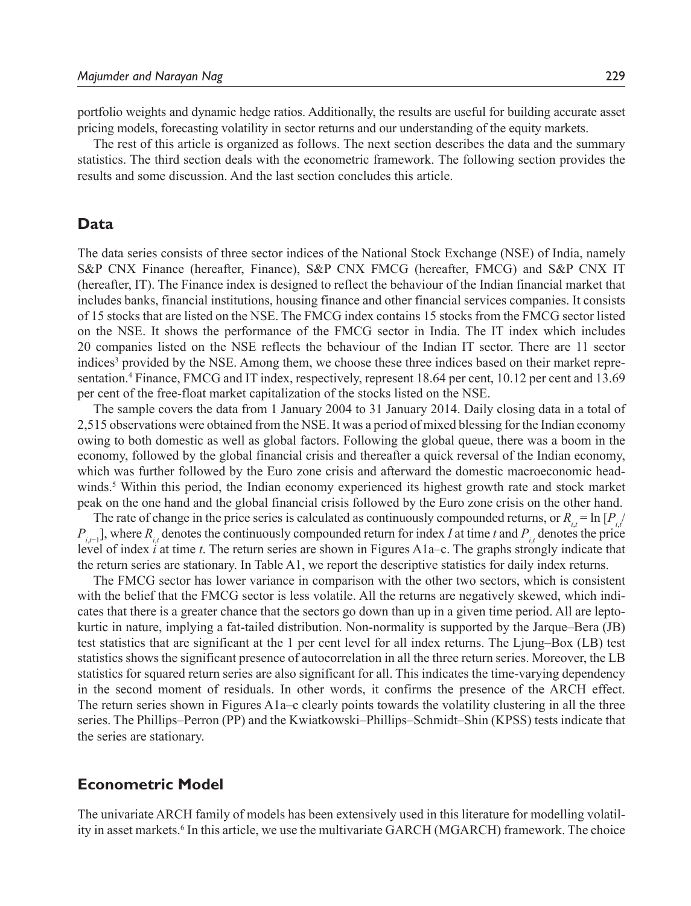portfolio weights and dynamic hedge ratios. Additionally, the results are useful for building accurate asset pricing models, forecasting volatility in sector returns and our understanding of the equity markets.

The rest of this article is organized as follows. The next section describes the data and the summary statistics. The third section deals with the econometric framework. The following section provides the results and some discussion. And the last section concludes this article.

## Data

The data series consists of three sector indices of the National Stock Exchange (NSE) of India, namely S&P CNX Finance (hereafter, Finance), S&P CNX FMCG (hereafter, FMCG) and S&P CNX IT (hereafter, IT). The Finance index is designed to reflect the behaviour of the Indian financial market that includes banks, financial institutions, housing finance and other financial services companies. It consists of 15 stocks that are listed on the NSE. The FMCG index contains 15 stocks from the FMCG sector listed on the NSE. It shows the performance of the FMCG sector in India. The IT index which includes 20 companies listed on the NSE reflects the behaviour of the Indian IT sector. There are 11 sector indices[3] provided by the NSE. Among them, we choose these three indices based on their market representation.[4] Finance, FMCG and IT index, respectively, represent 18.64 per cent, 10.12 per cent and 13.69 per cent of the free-float market capitalization of the stocks listed on the NSE.

The sample covers the data from 1 January 2004 to 31 January 2014. Daily closing data in a total of 2,515 observations were obtained from the NSE. It was a period of mixed blessing for the Indian economy owing to both domestic as well as global factors. Following the global queue, there was a boom in the economy, followed by the global financial crisis and thereafter a quick reversal of the Indian economy, which was further followed by the Euro zone crisis and afterward the domestic macroeconomic headwinds.[5] Within this period, the Indian economy experienced its highest growth rate and stock market peak on the one hand and the global financial crisis followed by the Euro zone crisis on the other hand.

The rate of change in the price series is calculated as continuously compounded returns, or $R_{i,t} = \ln [P_{i,t}/P_{i,t-1}]$, where $R_{i,t}$ denotes the continuously compounded return for index $I$ at time $t$ and $P_{i,t}$ denotes the price level of index $i$ at time $t$. The return series are shown in Figures A1a–c. The graphs strongly indicate that the return series are stationary. In Table A1, we report the descriptive statistics for daily index returns.

The FMCG sector has lower variance in comparison with the other two sectors, which is consistent with the belief that the FMCG sector is less volatile. All the returns are negatively skewed, which indicates that there is a greater chance that the sectors go down than up in a given time period. All are leptokurtic in nature, implying a fat-tailed distribution. Non-normality is supported by the Jarque–Bera (JB) test statistics that are significant at the 1 per cent level for all index returns. The Ljung–Box (LB) test statistics shows the significant presence of autocorrelation in all the three return series. Moreover, the LB statistics for squared return series are also significant for all. This indicates the time-varying dependency in the second moment of residuals. In other words, it confirms the presence of the ARCH effect. The return series shown in Figures A1a–c clearly points towards the volatility clustering in all the three series. The Phillips–Perron (PP) and the Kwiatkowski–Phillips–Schmidt–Shin (KPSS) tests indicate that the series are stationary.

## Econometric Model

The univariate ARCH family of models has been extensively used in this literature for modelling volatility in asset markets.[6] In this article, we use the multivariate GARCH (MGARCH) framework. The choice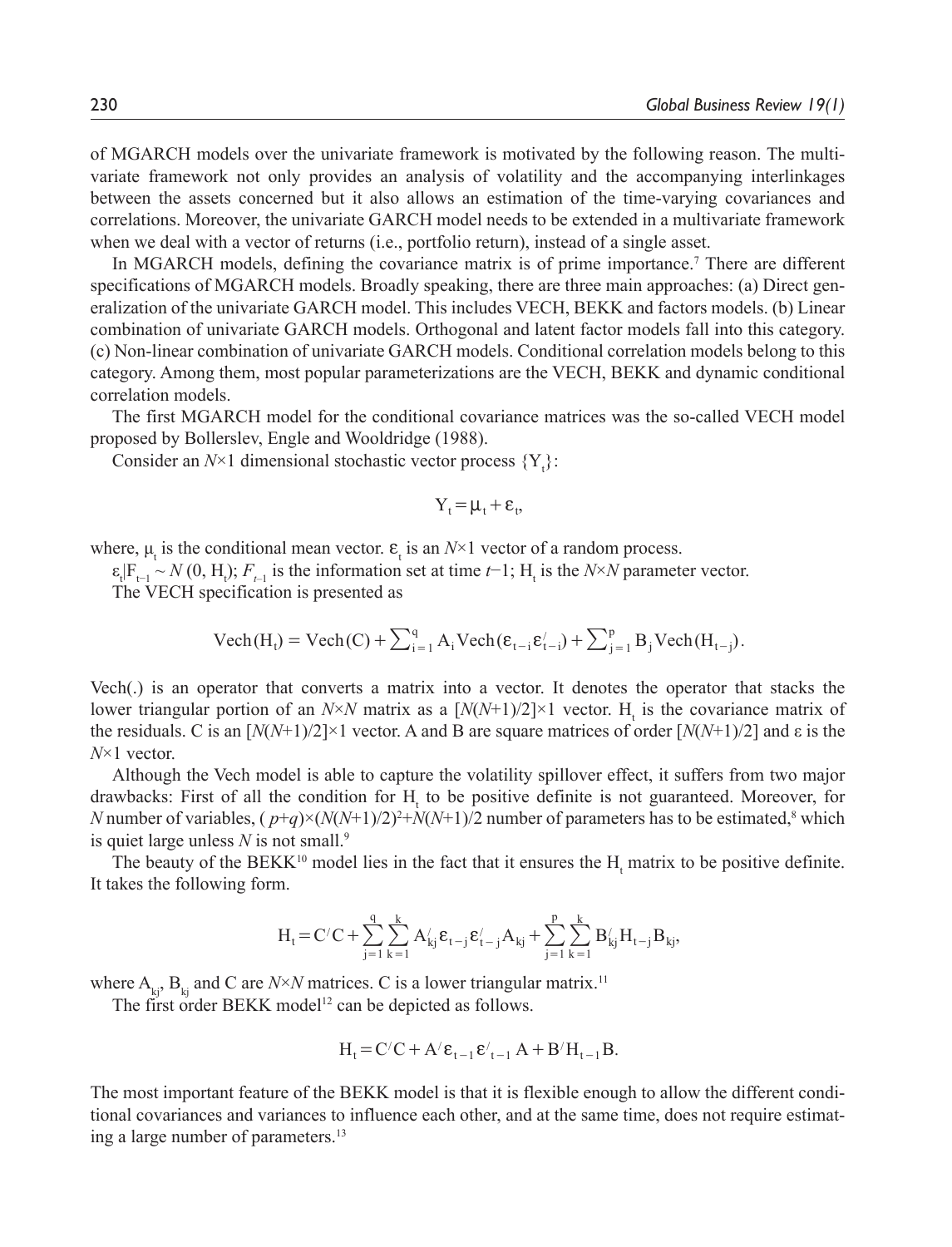of MGARCH models over the univariate framework is motivated by the following reason. The multivariate framework not only provides an analysis of volatility and the accompanying interlinkages between the assets concerned but it also allows an estimation of the time-varying covariances and correlations. Moreover, the univariate GARCH model needs to be extended in a multivariate framework when we deal with a vector of returns (i.e., portfolio return), instead of a single asset.

In MGARCH models, defining the covariance matrix is of prime importance.[7] There are different specifications of MGARCH models. Broadly speaking, there are three main approaches: (a) Direct generalization of the univariate GARCH model. This includes VECH, BEKK and factors models. (b) Linear combination of univariate GARCH models. Orthogonal and latent factor models fall into this category. (c) Non-linear combination of univariate GARCH models. Conditional correlation models belong to this category. Among them, most popular parameterizations are the VECH, BEKK and dynamic conditional correlation models.

The first MGARCH model for the conditional covariance matrices was the so-called VECH model proposed by Bollerslev, Engle and Wooldridge (1988).

Consider an $N\times1$ dimensional stochastic vector process $\{Y_t\}$:

$$Y_t = \mu_t + \varepsilon_t,$$

where, $\mu_t$ is the conditional mean vector. $\varepsilon_t$ is an $N\times1$ vector of a random process.

$\varepsilon_t|F_{t-1} \sim N(0, H_t)$; $F_{t-1}$ is the information set at time $t-1$; $H_t$ is the $N\times N$ parameter vector.

The VECH specification is presented as

$$\text{Vech}(H_t) = \text{Vech}(C) + \sum\nolimits_{i=1}^{q} A_i \text{Vech}(\varepsilon_{t-i}\varepsilon'_{t-i}) + \sum\nolimits_{j=1}^{p} B_j \text{Vech}(H_{t-j}).$$

Vech(.) is an operator that converts a matrix into a vector. It denotes the operator that stacks the lower triangular portion of an $N\times N$ matrix as a $[N(N+1)/2]\times1$ vector. $H_t$ is the covariance matrix of the residuals. C is an $[N(N+1)/2]\times1$ vector. A and B are square matrices of order $[N(N+1)/2]$ and $\varepsilon$ is the $N\times1$ vector.

Although the Vech model is able to capture the volatility spillover effect, it suffers from two major drawbacks: First of all the condition for $H_t$ to be positive definite is not guaranteed. Moreover, for $N$ number of variables, $(p+q)\times(N(N+1)/2)^2+N(N+1)/2$ number of parameters has to be estimated,[8] which is quiet large unless $N$ is not small.[9]

The beauty of the BEKK[10] model lies in the fact that it ensures the $H_t$ matrix to be positive definite. It takes the following form.

$$H_t = C'C + \sum_{j=1}^{q}\sum_{k=1}^{k} A'_{kj}\varepsilon_{t-j}\varepsilon'_{t-j}A_{kj} + \sum_{j=1}^{p}\sum_{k=1}^{k} B'_{kj}H_{t-j}B_{kj},$$

where $A_{kj}$, $B_{kj}$ and C are $N\times N$ matrices. C is a lower triangular matrix.[11]

The first order BEKK model[12] can be depicted as follows.

$$H_t = C'C + A'\varepsilon_{t-1}\varepsilon'_{t-1}A + B'H_{t-1}B.$$

The most important feature of the BEKK model is that it is flexible enough to allow the different conditional covariances and variances to influence each other, and at the same time, does not require estimating a large number of parameters.[13]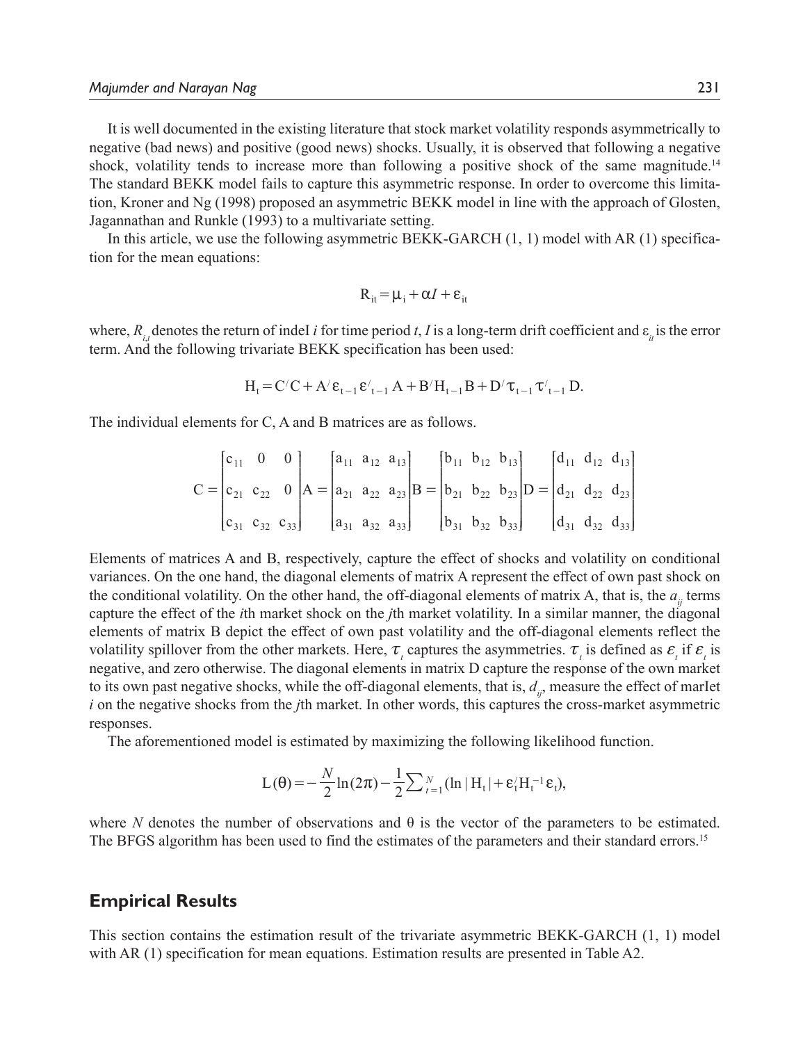It is well documented in the existing literature that stock market volatility responds asymmetrically to negative (bad news) and positive (good news) shocks. Usually, it is observed that following a negative shock, volatility tends to increase more than following a positive shock of the same magnitude.[14] The standard BEKK model fails to capture this asymmetric response. In order to overcome this limitation, Kroner and Ng (1998) proposed an asymmetric BEKK model in line with the approach of Glosten, Jagannathan and Runkle (1993) to a multivariate setting.

In this article, we use the following asymmetric BEKK-GARCH (1, 1) model with AR (1) specification for the mean equations:

$$R_{it} = \mu_i + \alpha I + \varepsilon_{it}$$

where, $R_{i,t}$ denotes the return of indeI *i* for time period *t*, *I* is a long-term drift coefficient and $\varepsilon_{it}$ is the error term. And the following trivariate BEKK specification has been used:

$$H_t = C'C + A'\varepsilon_{t-1}\varepsilon'_{t-1}A + B'H_{t-1}B + D'\tau_{t-1}\tau'_{t-1}D.$$

The individual elements for C, A and B matrices are as follows.

$$C = \begin{bmatrix} c_{11} & 0 & 0 \\ c_{21} & c_{22} & 0 \\ c_{31} & c_{32} & c_{33} \end{bmatrix} A = \begin{bmatrix} a_{11} & a_{12} & a_{13} \\ a_{21} & a_{22} & a_{23} \\ a_{31} & a_{32} & a_{33} \end{bmatrix} B = \begin{bmatrix} b_{11} & b_{12} & b_{13} \\ b_{21} & b_{22} & b_{23} \\ b_{31} & b_{32} & b_{33} \end{bmatrix} D = \begin{bmatrix} d_{11} & d_{12} & d_{13} \\ d_{21} & d_{22} & d_{23} \\ d_{31} & d_{32} & d_{33} \end{bmatrix}$$

Elements of matrices A and B, respectively, capture the effect of shocks and volatility on conditional variances. On the one hand, the diagonal elements of matrix A represent the effect of own past shock on the conditional volatility. On the other hand, the off-diagonal elements of matrix A, that is, the $a_{ij}$ terms capture the effect of the *i*th market shock on the *j*th market volatility. In a similar manner, the diagonal elements of matrix B depict the effect of own past volatility and the off-diagonal elements reflect the volatility spillover from the other markets. Here, $\tau_t$ captures the asymmetries. $\tau_t$ is defined as $\varepsilon_t$ if $\varepsilon_t$ is negative, and zero otherwise. The diagonal elements in matrix D capture the response of the own market to its own past negative shocks, while the off-diagonal elements, that is, $d_{ij}$, measure the effect of marIet *i* on the negative shocks from the *j*th market. In other words, this captures the cross-market asymmetric responses.

The aforementioned model is estimated by maximizing the following likelihood function.

$$L(\theta) = -\frac{N}{2}\ln(2\pi) - \frac{1}{2}\sum_{t=1}^{N}(\ln|H_t| + \varepsilon_t' H_t^{-1}\varepsilon_t),$$

where *N* denotes the number of observations and θ is the vector of the parameters to be estimated. The BFGS algorithm has been used to find the estimates of the parameters and their standard errors.[15]

## Empirical Results

This section contains the estimation result of the trivariate asymmetric BEKK-GARCH (1, 1) model with AR (1) specification for mean equations. Estimation results are presented in Table A2.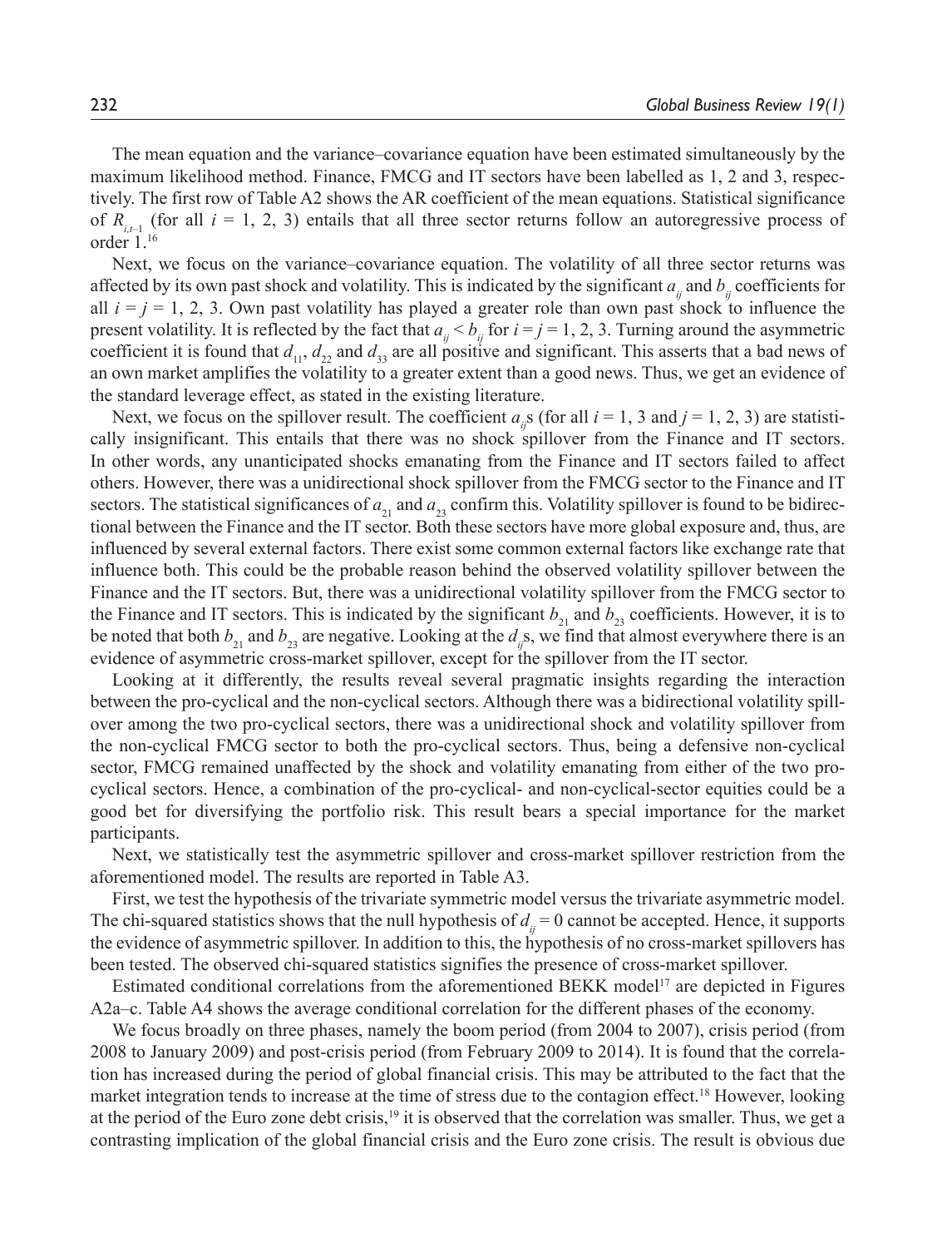The mean equation and the variance–covariance equation have been estimated simultaneously by the maximum likelihood method. Finance, FMCG and IT sectors have been labelled as 1, 2 and 3, respectively. The first row of Table A2 shows the AR coefficient of the mean equations. Statistical significance of $R_{i,t-1}$ (for all $i$ = 1, 2, 3) entails that all three sector returns follow an autoregressive process of order 1.[16]

Next, we focus on the variance–covariance equation. The volatility of all three sector returns was affected by its own past shock and volatility. This is indicated by the significant $a_{ij}$ and $b_{ij}$ coefficients for all $i = j$ = 1, 2, 3. Own past volatility has played a greater role than own past shock to influence the present volatility. It is reflected by the fact that $a_{ij} < b_{ij}$ for $i = j$ = 1, 2, 3. Turning around the asymmetric coefficient it is found that $d_{11}$, $d_{22}$ and $d_{33}$ are all positive and significant. This asserts that a bad news of an own market amplifies the volatility to a greater extent than a good news. Thus, we get an evidence of the standard leverage effect, as stated in the existing literature.

Next, we focus on the spillover result. The coefficient $a_{ij}$s (for all $i$ = 1, 3 and $j$ = 1, 2, 3) are statistically insignificant. This entails that there was no shock spillover from the Finance and IT sectors. In other words, any unanticipated shocks emanating from the Finance and IT sectors failed to affect others. However, there was a unidirectional shock spillover from the FMCG sector to the Finance and IT sectors. The statistical significances of $a_{21}$ and $a_{23}$ confirm this. Volatility spillover is found to be bidirectional between the Finance and the IT sector. Both these sectors have more global exposure and, thus, are influenced by several external factors. There exist some common external factors like exchange rate that influence both. This could be the probable reason behind the observed volatility spillover between the Finance and the IT sectors. But, there was a unidirectional volatility spillover from the FMCG sector to the Finance and IT sectors. This is indicated by the significant $b_{21}$ and $b_{23}$ coefficients. However, it is to be noted that both $b_{21}$ and $b_{23}$ are negative. Looking at the $d_{ij}$s, we find that almost everywhere there is an evidence of asymmetric cross-market spillover, except for the spillover from the IT sector.

Looking at it differently, the results reveal several pragmatic insights regarding the interaction between the pro-cyclical and the non-cyclical sectors. Although there was a bidirectional volatility spillover among the two pro-cyclical sectors, there was a unidirectional shock and volatility spillover from the non-cyclical FMCG sector to both the pro-cyclical sectors. Thus, being a defensive non-cyclical sector, FMCG remained unaffected by the shock and volatility emanating from either of the two pro-cyclical sectors. Hence, a combination of the pro-cyclical- and non-cyclical-sector equities could be a good bet for diversifying the portfolio risk. This result bears a special importance for the market participants.

Next, we statistically test the asymmetric spillover and cross-market spillover restriction from the aforementioned model. The results are reported in Table A3.

First, we test the hypothesis of the trivariate symmetric model versus the trivariate asymmetric model. The chi-squared statistics shows that the null hypothesis of $d_{ij} = 0$ cannot be accepted. Hence, it supports the evidence of asymmetric spillover. In addition to this, the hypothesis of no cross-market spillovers has been tested. The observed chi-squared statistics signifies the presence of cross-market spillover.

Estimated conditional correlations from the aforementioned BEKK model[17] are depicted in Figures A2a–c. Table A4 shows the average conditional correlation for the different phases of the economy.

We focus broadly on three phases, namely the boom period (from 2004 to 2007), crisis period (from 2008 to January 2009) and post-crisis period (from February 2009 to 2014). It is found that the correlation has increased during the period of global financial crisis. This may be attributed to the fact that the market integration tends to increase at the time of stress due to the contagion effect.[18] However, looking at the period of the Euro zone debt crisis,[19] it is observed that the correlation was smaller. Thus, we get a contrasting implication of the global financial crisis and the Euro zone crisis. The result is obvious due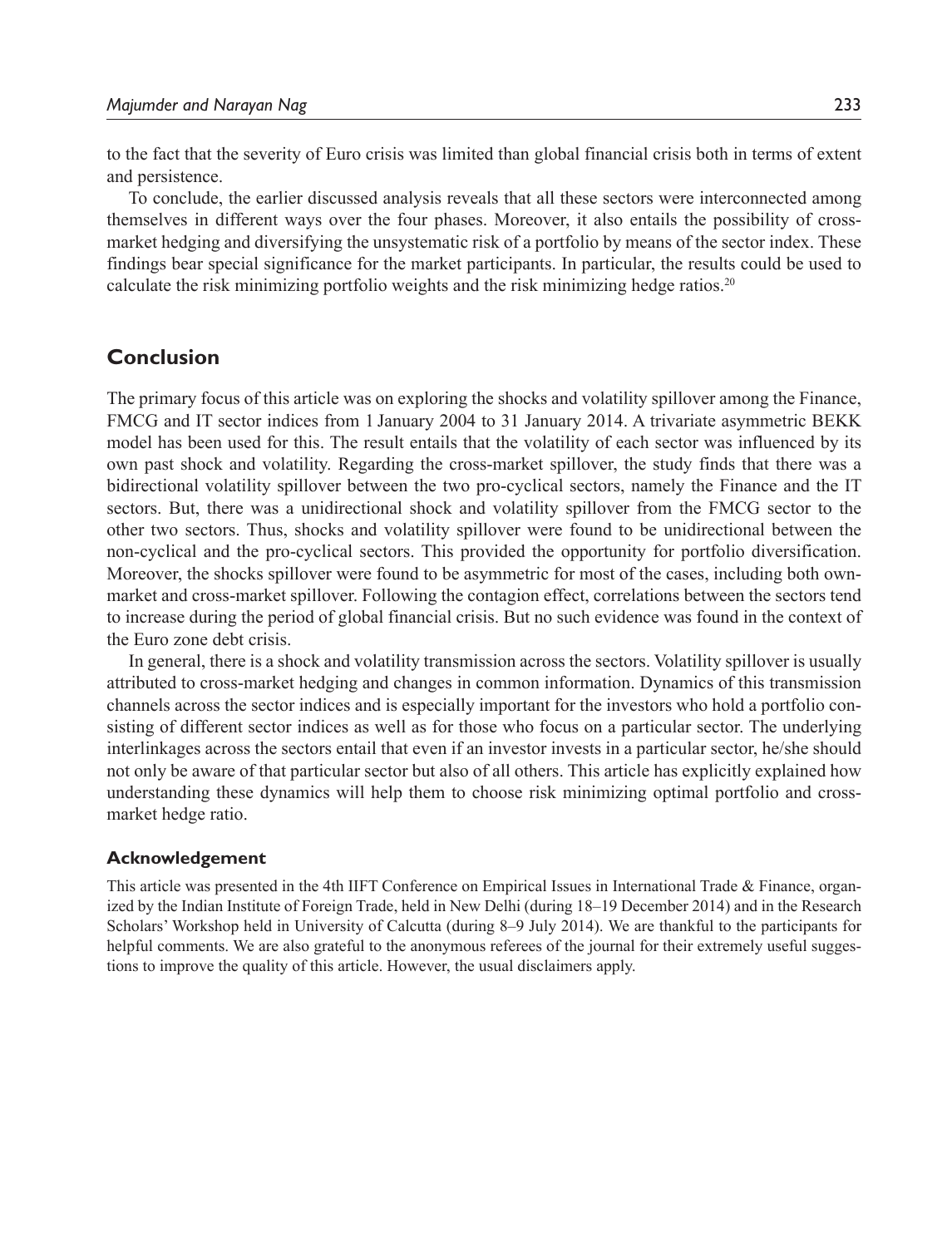to the fact that the severity of Euro crisis was limited than global financial crisis both in terms of extent and persistence.

To conclude, the earlier discussed analysis reveals that all these sectors were interconnected among themselves in different ways over the four phases. Moreover, it also entails the possibility of cross-market hedging and diversifying the unsystematic risk of a portfolio by means of the sector index. These findings bear special significance for the market participants. In particular, the results could be used to calculate the risk minimizing portfolio weights and the risk minimizing hedge ratios.[20]

## Conclusion

The primary focus of this article was on exploring the shocks and volatility spillover among the Finance, FMCG and IT sector indices from 1 January 2004 to 31 January 2014. A trivariate asymmetric BEKK model has been used for this. The result entails that the volatility of each sector was influenced by its own past shock and volatility. Regarding the cross-market spillover, the study finds that there was a bidirectional volatility spillover between the two pro-cyclical sectors, namely the Finance and the IT sectors. But, there was a unidirectional shock and volatility spillover from the FMCG sector to the other two sectors. Thus, shocks and volatility spillover were found to be unidirectional between the non-cyclical and the pro-cyclical sectors. This provided the opportunity for portfolio diversification. Moreover, the shocks spillover were found to be asymmetric for most of the cases, including both own-market and cross-market spillover. Following the contagion effect, correlations between the sectors tend to increase during the period of global financial crisis. But no such evidence was found in the context of the Euro zone debt crisis.

In general, there is a shock and volatility transmission across the sectors. Volatility spillover is usually attributed to cross-market hedging and changes in common information. Dynamics of this transmission channels across the sector indices and is especially important for the investors who hold a portfolio consisting of different sector indices as well as for those who focus on a particular sector. The underlying interlinkages across the sectors entail that even if an investor invests in a particular sector, he/she should not only be aware of that particular sector but also of all others. This article has explicitly explained how understanding these dynamics will help them to choose risk minimizing optimal portfolio and cross-market hedge ratio.

### Acknowledgement

This article was presented in the 4th IIFT Conference on Empirical Issues in International Trade & Finance, organized by the Indian Institute of Foreign Trade, held in New Delhi (during 18–19 December 2014) and in the Research Scholars' Workshop held in University of Calcutta (during 8–9 July 2014). We are thankful to the participants for helpful comments. We are also grateful to the anonymous referees of the journal for their extremely useful suggestions to improve the quality of this article. However, the usual disclaimers apply.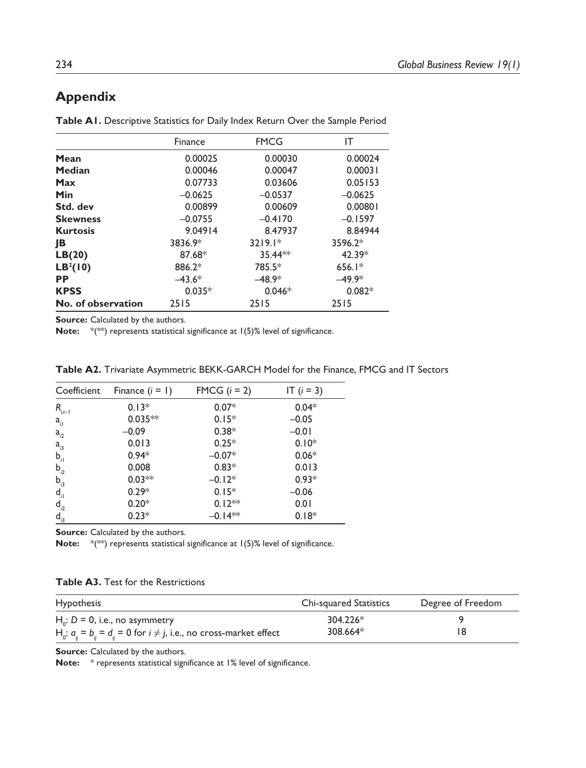## Appendix

**Table A1.** Descriptive Statistics for Daily Index Return Over the Sample Period

| | Finance | FMCG | IT |
|---|---|---|---|
| **Mean** | 0.00025 | 0.00030 | 0.00024 |
| **Median** | 0.00046 | 0.00047 | 0.00031 |
| **Max** | 0.07733 | 0.03606 | 0.05153 |
| **Min** | –0.0625 | –0.0537 | –0.0625 |
| **Std. dev** | 0.00899 | 0.00609 | 0.00801 |
| **Skewness** | –0.0755 | –0.4170 | –0.1597 |
| **Kurtosis** | 9.04914 | 8.47937 | 8.84944 |
| **JB** | 3836.9* | 3219.1* | 3596.2* |
| **LB(20)** | 87.68* | 35.44** | 42.39* |
| **$LB^2(10)$** | 886.2* | 785.5* | 656.1* |
| **PP** | –43.6* | –48.9* | –49.9* |
| **KPSS** | 0.035* | 0.046* | 0.082* |
| **No. of observation** | 2515 | 2515 | 2515 |

**Source:** Calculated by the authors.

**Note:** *(**) represents statistical significance at 1(5)% level of significance.

**Table A2.** Trivariate Asymmetric BEKK-GARCH Model for the Finance, FMCG and IT Sectors

| Coefficient | Finance ($i$ = 1) | FMCG ($i$ = 2) | IT ($i$ = 3) |
|---|---|---|---|
| $R_{i,t-1}$ | 0.13* | 0.07* | 0.04* |
| $a_{i1}$ | 0.035** | 0.15* | –0.05 |
| $a_{i2}$ | –0.09 | 0.38* | –0.01 |
| $a_{i3}$ | 0.013 | 0.25* | 0.10* |
| $b_{i1}$ | 0.94* | –0.07* | 0.06* |
| $b_{i2}$ | 0.008 | 0.83* | 0.013 |
| $b_{i3}$ | 0.03** | –0.12* | 0.93* |
| $d_{i1}$ | 0.29* | 0.15* | –0.06 |
| $d_{i2}$ | 0.20* | 0.12** | 0.01 |
| $d_{i3}$ | 0.23* | –0.14** | 0.18* |

**Source:** Calculated by the authors.

**Note:** *(**) represents statistical significance at 1(5)% level of significance.

**Table A3.** Test for the Restrictions

| Hypothesis | Chi-squared Statistics | Degree of Freedom |
|---|---|---|
| $H_0$: $D$ = 0, i.e., no asymmetry | 304.226* | 9 |
| $H_0$: $a_{ij} = b_{ij} = d_{ij} = 0$ for $i \neq j$, i.e., no cross-market effect | 308.664* | 18 |

**Source:** Calculated by the authors.

**Note:** * represents statistical significance at 1% level of significance.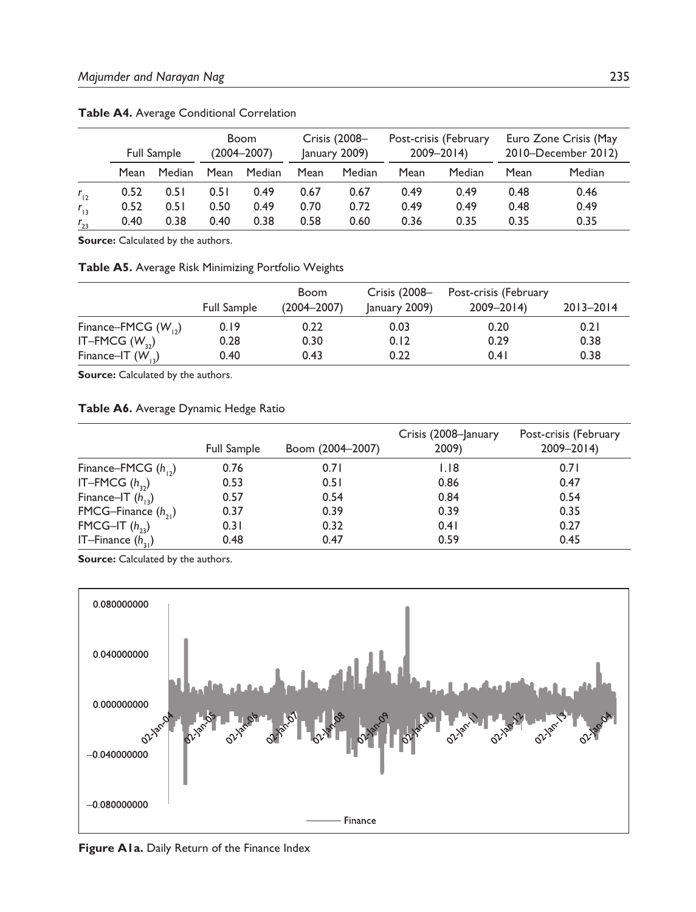**Table A4.** Average Conditional Correlation

| | Full Sample | | Boom (2004–2007) | | Crisis (2008–January 2009) | | Post-crisis (February 2009–2014) | | Euro Zone Crisis (May 2010–December 2012) | |
|---|---|---|---|---|---|---|---|---|---|---|
| | Mean | Median | Mean | Median | Mean | Median | Mean | Median | Mean | Median |
| $r_{12}$ | 0.52 | 0.51 | 0.51 | 0.49 | 0.67 | 0.67 | 0.49 | 0.49 | 0.48 | 0.46 |
| $r_{13}$ | 0.52 | 0.51 | 0.50 | 0.49 | 0.70 | 0.72 | 0.49 | 0.49 | 0.48 | 0.49 |
| $r_{23}$ | 0.40 | 0.38 | 0.40 | 0.38 | 0.58 | 0.60 | 0.36 | 0.35 | 0.35 | 0.35 |

**Source:** Calculated by the authors.

**Table A5.** Average Risk Minimizing Portfolio Weights

| | Full Sample | Boom (2004–2007) | Crisis (2008–January 2009) | Post-crisis (February 2009–2014) | 2013–2014 |
|---|---|---|---|---|---|
| Finance–FMCG ($W_{12}$) | 0.19 | 0.22 | 0.03 | 0.20 | 0.21 |
| IT–FMCG ($W_{32}$) | 0.28 | 0.30 | 0.12 | 0.29 | 0.38 |
| Finance–IT ($W_{13}$) | 0.40 | 0.43 | 0.22 | 0.41 | 0.38 |

**Source:** Calculated by the authors.

**Table A6.** Average Dynamic Hedge Ratio

| | Full Sample | Boom (2004–2007) | Crisis (2008–January 2009) | Post-crisis (February 2009–2014) |
|---|---|---|---|---|
| Finance–FMCG ($h_{12}$) | 0.76 | 0.71 | 1.18 | 0.71 |
| IT–FMCG ($h_{32}$) | 0.53 | 0.51 | 0.86 | 0.47 |
| Finance–IT ($h_{13}$) | 0.57 | 0.54 | 0.84 | 0.54 |
| FMCG–Finance ($h_{21}$) | 0.37 | 0.39 | 0.39 | 0.35 |
| FMCG–IT ($h_{23}$) | 0.31 | 0.32 | 0.41 | 0.27 |
| IT–Finance ($h_{31}$) | 0.48 | 0.47 | 0.59 | 0.45 |

**Source:** Calculated by the authors.

**Figure A1a.** Daily Return of the Finance Index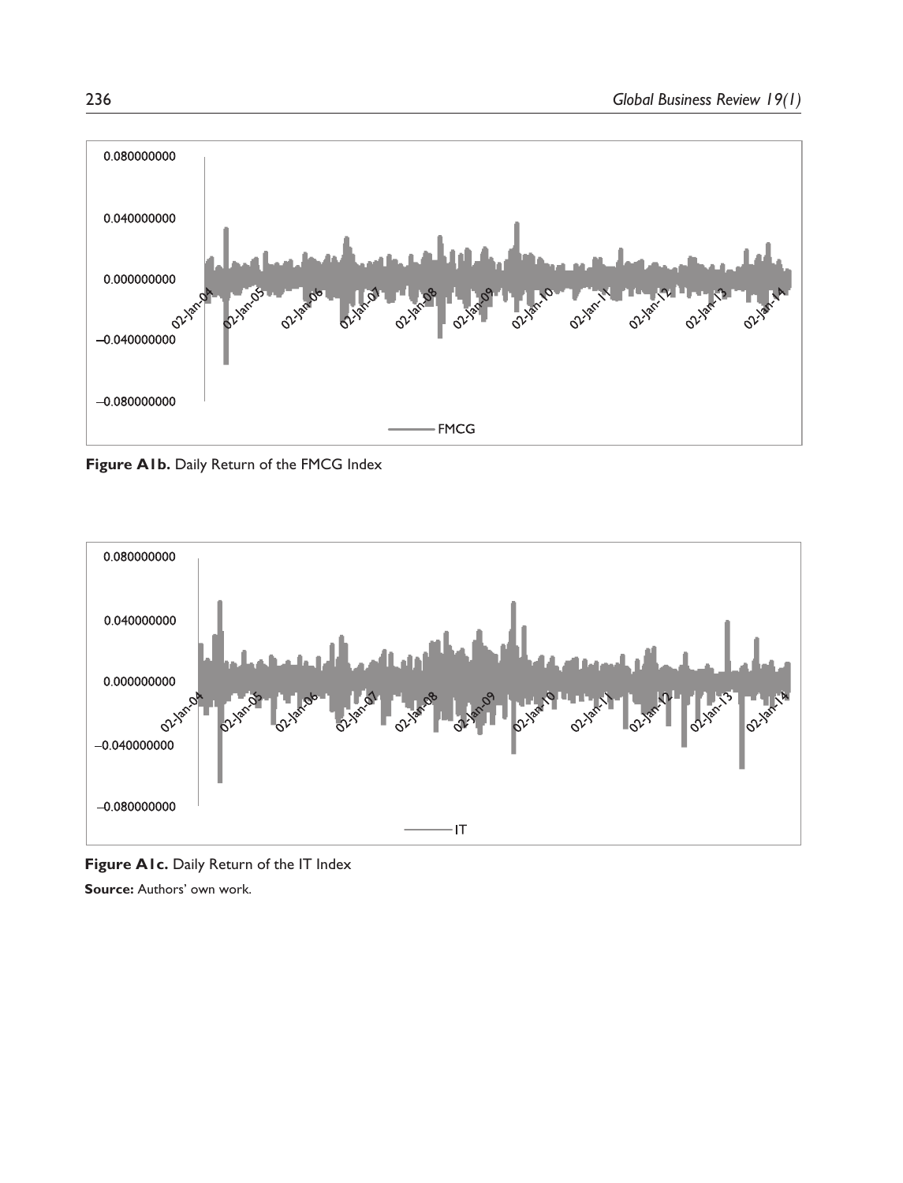**Figure A1b.** Daily Return of the FMCG Index

**Figure A1c.** Daily Return of the IT Index

**Source:** Authors' own work.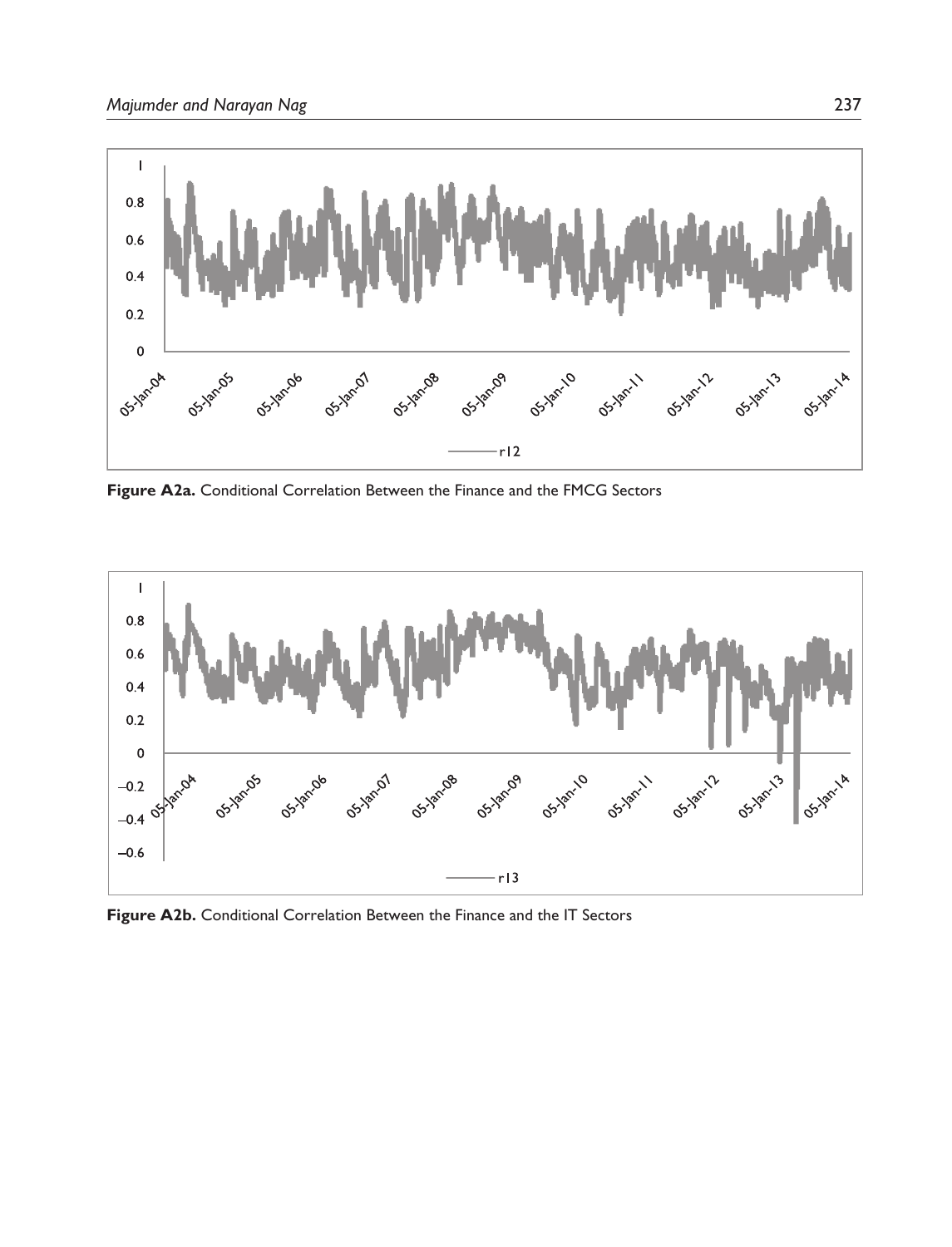**Figure A2a.** Conditional Correlation Between the Finance and the FMCG Sectors

**Figure A2b.** Conditional Correlation Between the Finance and the IT Sectors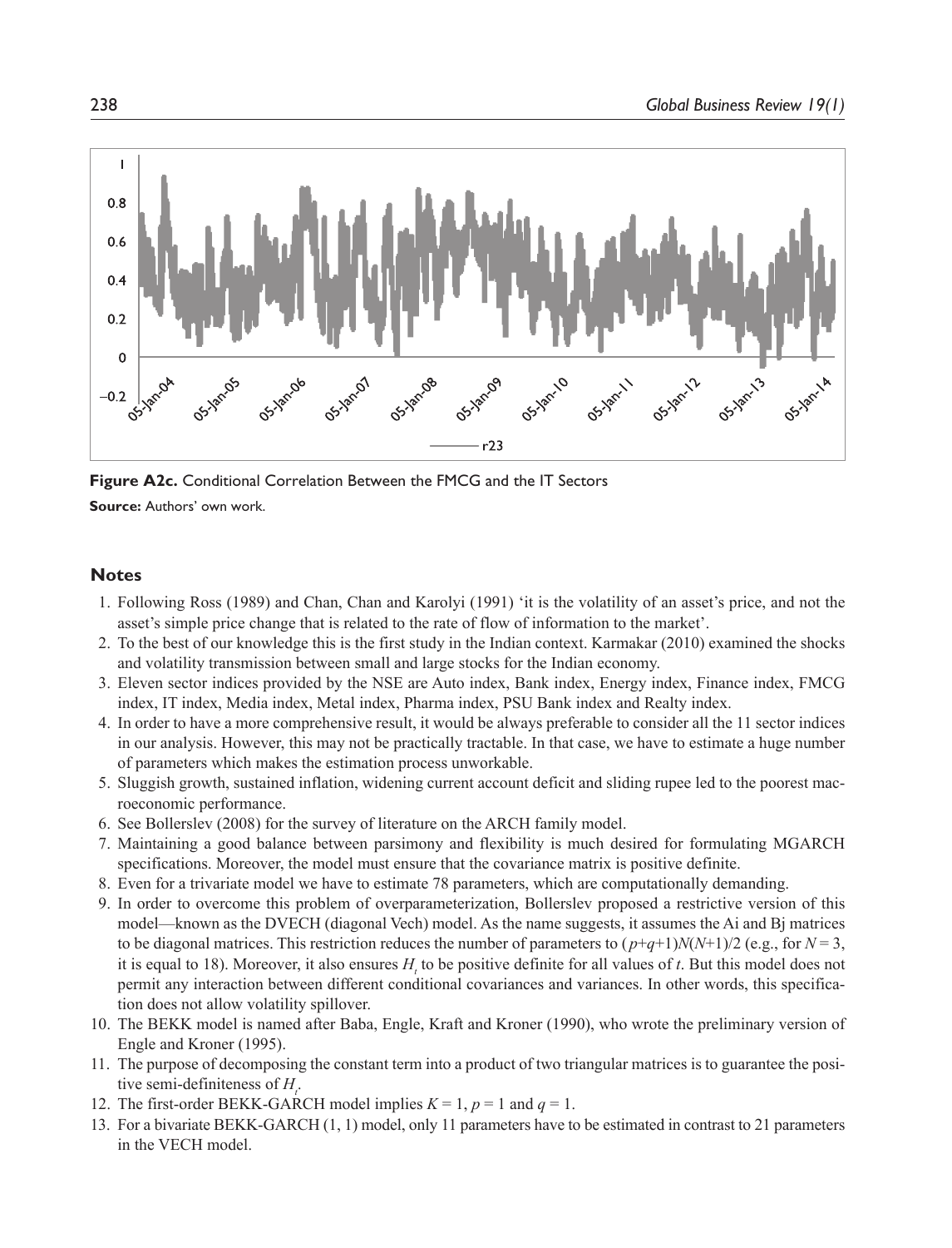**Figure A2c.** Conditional Correlation Between the FMCG and the IT Sectors

**Source:** Authors' own work.

## Notes

1. Following Ross (1989) and Chan, Chan and Karolyi (1991) 'it is the volatility of an asset's price, and not the asset's simple price change that is related to the rate of flow of information to the market'.
2. To the best of our knowledge this is the first study in the Indian context. Karmakar (2010) examined the shocks and volatility transmission between small and large stocks for the Indian economy.
3. Eleven sector indices provided by the NSE are Auto index, Bank index, Energy index, Finance index, FMCG index, IT index, Media index, Metal index, Pharma index, PSU Bank index and Realty index.
4. In order to have a more comprehensive result, it would be always preferable to consider all the 11 sector indices in our analysis. However, this may not be practically tractable. In that case, we have to estimate a huge number of parameters which makes the estimation process unworkable.
5. Sluggish growth, sustained inflation, widening current account deficit and sliding rupee led to the poorest macroeconomic performance.
6. See Bollerslev (2008) for the survey of literature on the ARCH family model.
7. Maintaining a good balance between parsimony and flexibility is much desired for formulating MGARCH specifications. Moreover, the model must ensure that the covariance matrix is positive definite.
8. Even for a trivariate model we have to estimate 78 parameters, which are computationally demanding.
9. In order to overcome this problem of overparameterization, Bollerslev proposed a restrictive version of this model—known as the DVECH (diagonal Vech) model. As the name suggests, it assumes the Ai and Bj matrices to be diagonal matrices. This restriction reduces the number of parameters to $(p+q+1)N(N+1)/2$ (e.g., for $N = 3$, it is equal to 18). Moreover, it also ensures $H_t$ to be positive definite for all values of $t$. But this model does not permit any interaction between different conditional covariances and variances. In other words, this specification does not allow volatility spillover.
10. The BEKK model is named after Baba, Engle, Kraft and Kroner (1990), who wrote the preliminary version of Engle and Kroner (1995).
11. The purpose of decomposing the constant term into a product of two triangular matrices is to guarantee the positive semi-definiteness of $H_t$.
12. The first-order BEKK-GARCH model implies $K = 1$, $p = 1$ and $q = 1$.
13. For a bivariate BEKK-GARCH (1, 1) model, only 11 parameters have to be estimated in contrast to 21 parameters in the VECH model.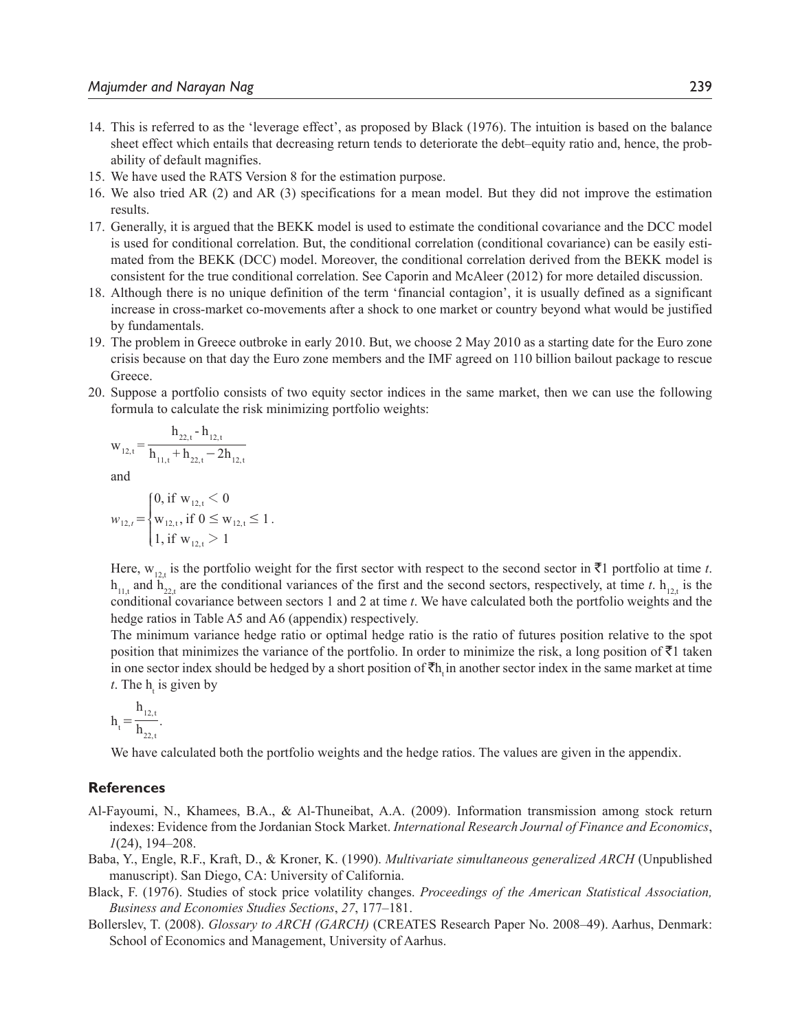14. This is referred to as the 'leverage effect', as proposed by Black (1976). The intuition is based on the balance sheet effect which entails that decreasing return tends to deteriorate the debt–equity ratio and, hence, the probability of default magnifies.
15. We have used the RATS Version 8 for the estimation purpose.
16. We also tried AR (2) and AR (3) specifications for a mean model. But they did not improve the estimation results.
17. Generally, it is argued that the BEKK model is used to estimate the conditional covariance and the DCC model is used for conditional correlation. But, the conditional correlation (conditional covariance) can be easily estimated from the BEKK (DCC) model. Moreover, the conditional correlation derived from the BEKK model is consistent for the true conditional correlation. See Caporin and McAleer (2012) for more detailed discussion.
18. Although there is no unique definition of the term 'financial contagion', it is usually defined as a significant increase in cross-market co-movements after a shock to one market or country beyond what would be justified by fundamentals.
19. The problem in Greece outbroke in early 2010. But, we choose 2 May 2010 as a starting date for the Euro zone crisis because on that day the Euro zone members and the IMF agreed on 110 billion bailout package to rescue Greece.
20. Suppose a portfolio consists of two equity sector indices in the same market, then we can use the following formula to calculate the risk minimizing portfolio weights:

    $$w_{12,t} = \frac{h_{22,t} - h_{12,t}}{h_{11,t} + h_{22,t} - 2h_{12,t}}$$

    and

    $$w_{12,t} = \begin{cases} 0, \text{ if } w_{12,t} < 0 \\ w_{12,t}, \text{ if } 0 \leq w_{12,t} \leq 1 \\ 1, \text{ if } w_{12,t} > 1 \end{cases}.$$

    Here, $w_{12,t}$ is the portfolio weight for the first sector with respect to the second sector in ₹1 portfolio at time *t*. $h_{11,t}$ and $h_{22,t}$ are the conditional variances of the first and the second sectors, respectively, at time *t*. $h_{12,t}$ is the conditional covariance between sectors 1 and 2 at time *t*. We have calculated both the portfolio weights and the hedge ratios in Table A5 and A6 (appendix) respectively.

    The minimum variance hedge ratio or optimal hedge ratio is the ratio of futures position relative to the spot position that minimizes the variance of the portfolio. In order to minimize the risk, a long position of ₹1 taken in one sector index should be hedged by a short position of ₹$h_t$ in another sector index in the same market at time *t*. The $h_t$ is given by

    $$h_t = \frac{h_{12,t}}{h_{22,t}}.$$

    We have calculated both the portfolio weights and the hedge ratios. The values are given in the appendix.

## References

Al-Fayoumi, N., Khamees, B.A., & Al-Thuneibat, A.A. (2009). Information transmission among stock return indexes: Evidence from the Jordanian Stock Market. *International Research Journal of Finance and Economics*, *1*(24), 194–208.

Baba, Y., Engle, R.F., Kraft, D., & Kroner, K. (1990). *Multivariate simultaneous generalized ARCH* (Unpublished manuscript). San Diego, CA: University of California.

Black, F. (1976). Studies of stock price volatility changes. *Proceedings of the American Statistical Association, Business and Economies Studies Sections*, *27*, 177–181.

Bollerslev, T. (2008). *Glossary to ARCH (GARCH)* (CREATES Research Paper No. 2008–49). Aarhus, Denmark: School of Economics and Management, University of Aarhus.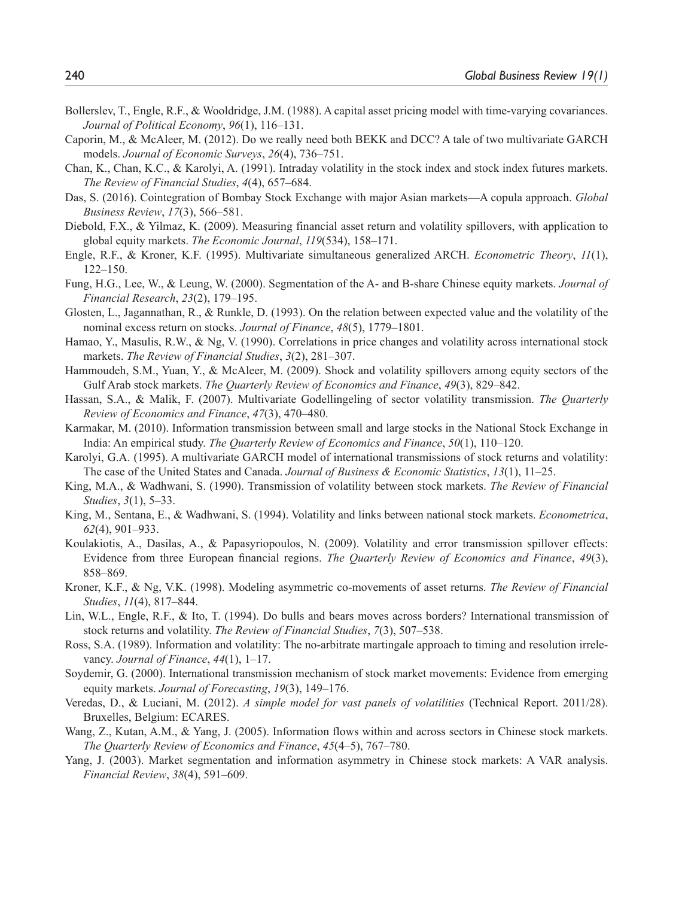Bollerslev, T., Engle, R.F., & Wooldridge, J.M. (1988). A capital asset pricing model with time-varying covariances. *Journal of Political Economy*, *96*(1), 116–131.

Caporin, M., & McAleer, M. (2012). Do we really need both BEKK and DCC? A tale of two multivariate GARCH models. *Journal of Economic Surveys*, *26*(4), 736–751.

Chan, K., Chan, K.C., & Karolyi, A. (1991). Intraday volatility in the stock index and stock index futures markets. *The Review of Financial Studies*, *4*(4), 657–684.

Das, S. (2016). Cointegration of Bombay Stock Exchange with major Asian markets—A copula approach. *Global Business Review*, *17*(3), 566–581.

Diebold, F.X., & Yilmaz, K. (2009). Measuring financial asset return and volatility spillovers, with application to global equity markets. *The Economic Journal*, *119*(534), 158–171.

Engle, R.F., & Kroner, K.F. (1995). Multivariate simultaneous generalized ARCH. *Econometric Theory*, *11*(1), 122–150.

Fung, H.G., Lee, W., & Leung, W. (2000). Segmentation of the A- and B-share Chinese equity markets. *Journal of Financial Research*, *23*(2), 179–195.

Glosten, L., Jagannathan, R., & Runkle, D. (1993). On the relation between expected value and the volatility of the nominal excess return on stocks. *Journal of Finance*, *48*(5), 1779–1801.

Hamao, Y., Masulis, R.W., & Ng, V. (1990). Correlations in price changes and volatility across international stock markets. *The Review of Financial Studies*, *3*(2), 281–307.

Hammoudeh, S.M., Yuan, Y., & McAleer, M. (2009). Shock and volatility spillovers among equity sectors of the Gulf Arab stock markets. *The Quarterly Review of Economics and Finance*, *49*(3), 829–842.

Hassan, S.A., & Malik, F. (2007). Multivariate Godellingeling of sector volatility transmission. *The Quarterly Review of Economics and Finance*, *47*(3), 470–480.

Karmakar, M. (2010). Information transmission between small and large stocks in the National Stock Exchange in India: An empirical study. *The Quarterly Review of Economics and Finance*, *50*(1), 110–120.

Karolyi, G.A. (1995). A multivariate GARCH model of international transmissions of stock returns and volatility: The case of the United States and Canada. *Journal of Business & Economic Statistics*, *13*(1), 11–25.

King, M.A., & Wadhwani, S. (1990). Transmission of volatility between stock markets. *The Review of Financial Studies*, *3*(1), 5–33.

King, M., Sentana, E., & Wadhwani, S. (1994). Volatility and links between national stock markets. *Econometrica*, *62*(4), 901–933.

Koulakiotis, A., Dasilas, A., & Papasyriopoulos, N. (2009). Volatility and error transmission spillover effects: Evidence from three European financial regions. *The Quarterly Review of Economics and Finance*, *49*(3), 858–869.

Kroner, K.F., & Ng, V.K. (1998). Modeling asymmetric co-movements of asset returns. *The Review of Financial Studies*, *11*(4), 817–844.

Lin, W.L., Engle, R.F., & Ito, T. (1994). Do bulls and bears moves across borders? International transmission of stock returns and volatility. *The Review of Financial Studies*, *7*(3), 507–538.

Ross, S.A. (1989). Information and volatility: The no-arbitrate martingale approach to timing and resolution irrelevancy. *Journal of Finance*, *44*(1), 1–17.

Soydemir, G. (2000). International transmission mechanism of stock market movements: Evidence from emerging equity markets. *Journal of Forecasting*, *19*(3), 149–176.

Veredas, D., & Luciani, M. (2012). *A simple model for vast panels of volatilities* (Technical Report. 2011/28). Bruxelles, Belgium: ECARES.

Wang, Z., Kutan, A.M., & Yang, J. (2005). Information flows within and across sectors in Chinese stock markets. *The Quarterly Review of Economics and Finance*, *45*(4–5), 767–780.

Yang, J. (2003). Market segmentation and information asymmetry in Chinese stock markets: A VAR analysis. *Financial Review*, *38*(4), 591–609.